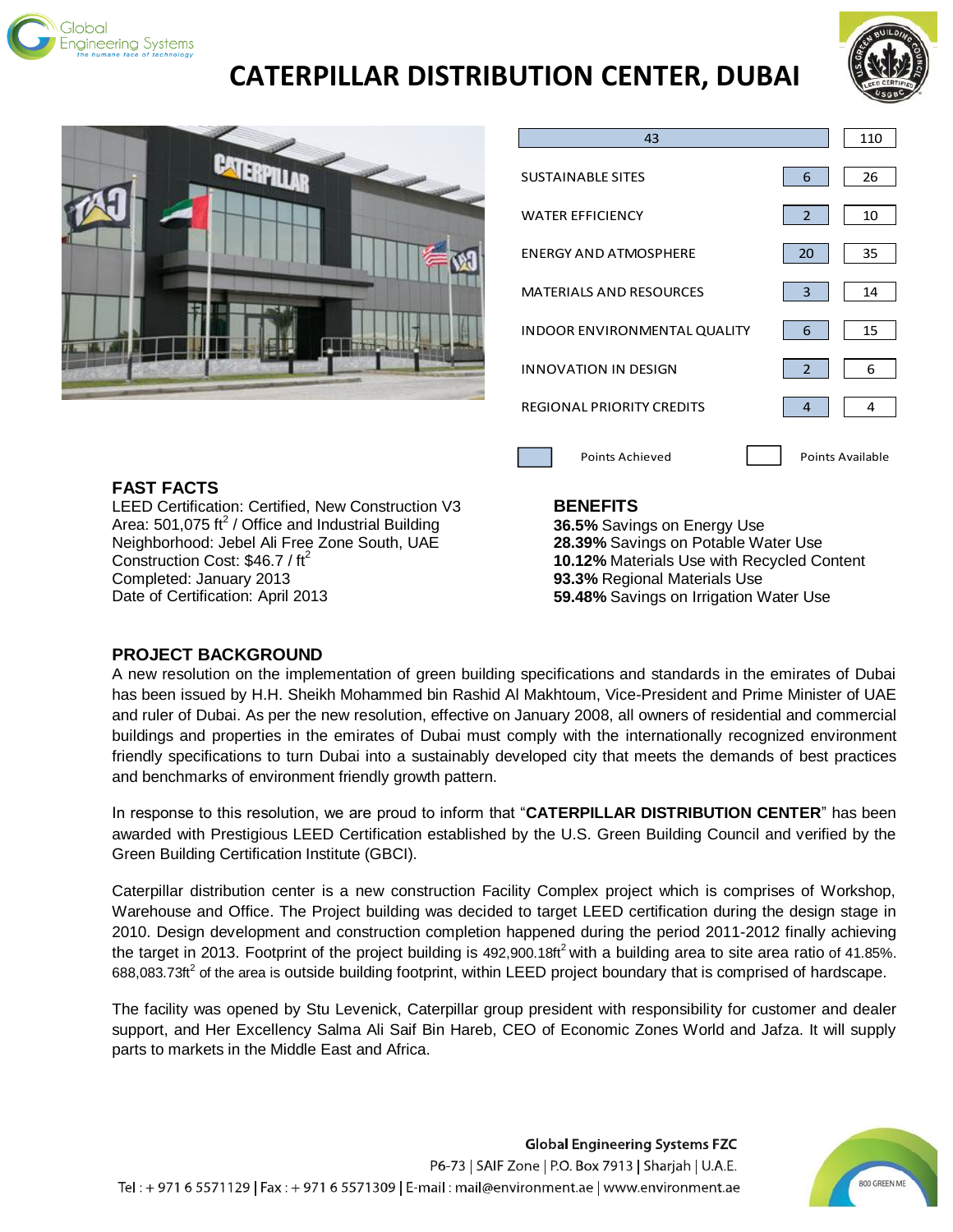# CATERPILLAR DISTRIBUTION CENTER, DUBAI

| | Points Achieved | Points Available |
|---|---|---|
| **TOTAL** | 43 | 110 |
| SUSTAINABLE SITES | 6 | 26 |
| WATER EFFICIENCY | 2 | 10 |
| ENERGY AND ATMOSPHERE | 20 | 35 |
| MATERIALS AND RESOURCES | 3 | 14 |
| INDOOR ENVIRONMENTAL QUALITY | 6 | 15 |
| INNOVATION IN DESIGN | 2 | 6 |
| REGIONAL PRIORITY CREDITS | 4 | 4 |

## FAST FACTS

LEED Certification: Certified, New Construction V3
Area: 501,075 ft$^2$ / Office and Industrial Building
Neighborhood: Jebel Ali Free Zone South, UAE
Construction Cost: \$46.7 / ft$^2$
Completed: January 2013
Date of Certification: April 2013

## BENEFITS

**36.5%** Savings on Energy Use
**28.39%** Savings on Potable Water Use
**10.12%** Materials Use with Recycled Content
**93.3%** Regional Materials Use
**59.48%** Savings on Irrigation Water Use

## PROJECT BACKGROUND

A new resolution on the implementation of green building specifications and standards in the emirates of Dubai has been issued by H.H. Sheikh Mohammed bin Rashid Al Makhtoum, Vice-President and Prime Minister of UAE and ruler of Dubai. As per the new resolution, effective on January 2008, all owners of residential and commercial buildings and properties in the emirates of Dubai must comply with the internationally recognized environment friendly specifications to turn Dubai into a sustainably developed city that meets the demands of best practices and benchmarks of environment friendly growth pattern.

In response to this resolution, we are proud to inform that "**CATERPILLAR DISTRIBUTION CENTER**" has been awarded with Prestigious LEED Certification established by the U.S. Green Building Council and verified by the Green Building Certification Institute (GBCI).

Caterpillar distribution center is a new construction Facility Complex project which is comprises of Workshop, Warehouse and Office. The Project building was decided to target LEED certification during the design stage in 2010. Design development and construction completion happened during the period 2011-2012 finally achieving the target in 2013. Footprint of the project building is 492,900.18ft$^2$ with a building area to site area ratio of 41.85%. 688,083.73ft$^2$ of the area is outside building footprint, within LEED project boundary that is comprised of hardscape.

The facility was opened by Stu Levenick, Caterpillar group president with responsibility for customer and dealer support, and Her Excellency Salma Ali Saif Bin Hareb, CEO of Economic Zones World and Jafza. It will supply parts to markets in the Middle East and Africa.

**Global Engineering Systems FZC**
P6-73 | SAIF Zone | P.O. Box 7913 | Sharjah | U.A.E.
Tel : + 971 6 5571129 | Fax : + 971 6 5571309 | E-mail : mail@environment.ae | www.environment.ae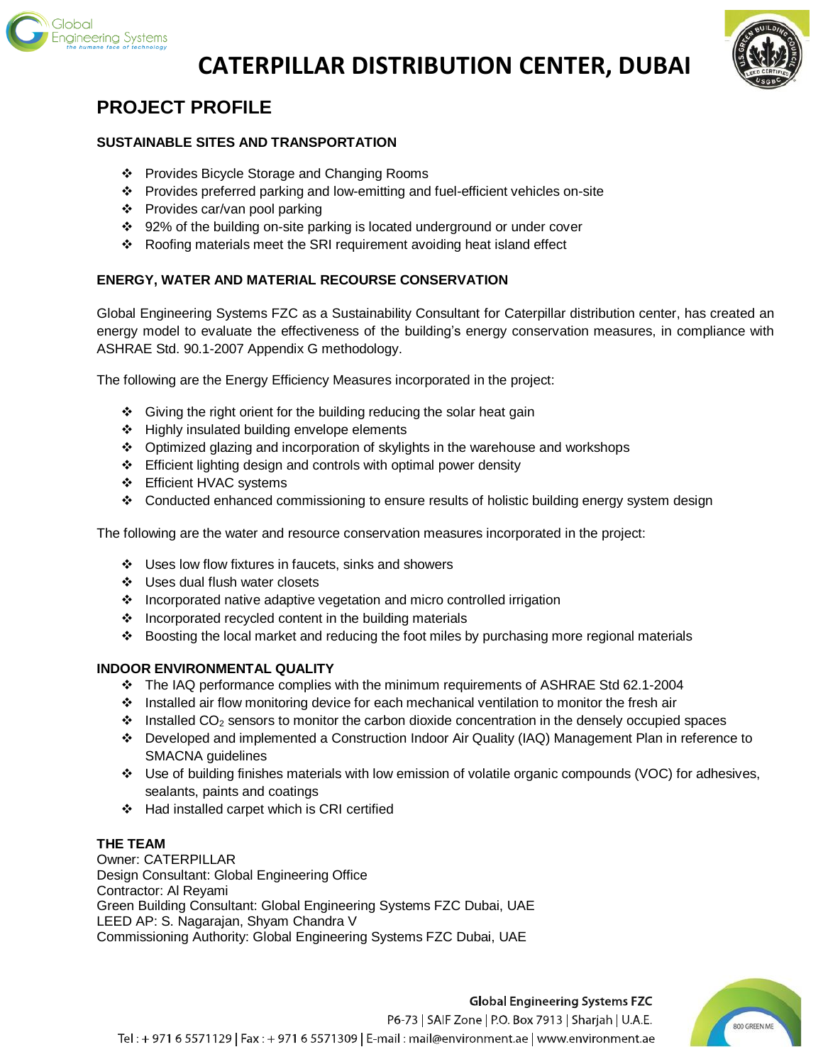# CATERPILLAR DISTRIBUTION CENTER, DUBAI

## PROJECT PROFILE

### SUSTAINABLE SITES AND TRANSPORTATION

- Provides Bicycle Storage and Changing Rooms
- Provides preferred parking and low-emitting and fuel-efficient vehicles on-site
- Provides car/van pool parking
- 92% of the building on-site parking is located underground or under cover
- Roofing materials meet the SRI requirement avoiding heat island effect

### ENERGY, WATER AND MATERIAL RECOURSE CONSERVATION

Global Engineering Systems FZC as a Sustainability Consultant for Caterpillar distribution center, has created an energy model to evaluate the effectiveness of the building's energy conservation measures, in compliance with ASHRAE Std. 90.1-2007 Appendix G methodology.

The following are the Energy Efficiency Measures incorporated in the project:

- Giving the right orient for the building reducing the solar heat gain
- Highly insulated building envelope elements
- Optimized glazing and incorporation of skylights in the warehouse and workshops
- Efficient lighting design and controls with optimal power density
- Efficient HVAC systems
- Conducted enhanced commissioning to ensure results of holistic building energy system design

The following are the water and resource conservation measures incorporated in the project:

- Uses low flow fixtures in faucets, sinks and showers
- Uses dual flush water closets
- Incorporated native adaptive vegetation and micro controlled irrigation
- Incorporated recycled content in the building materials
- Boosting the local market and reducing the foot miles by purchasing more regional materials

### INDOOR ENVIRONMENTAL QUALITY

- The IAQ performance complies with the minimum requirements of ASHRAE Std 62.1-2004
- Installed air flow monitoring device for each mechanical ventilation to monitor the fresh air
- Installed $CO_2$ sensors to monitor the carbon dioxide concentration in the densely occupied spaces
- Developed and implemented a Construction Indoor Air Quality (IAQ) Management Plan in reference to SMACNA guidelines
- Use of building finishes materials with low emission of volatile organic compounds (VOC) for adhesives, sealants, paints and coatings
- Had installed carpet which is CRI certified

### THE TEAM

Owner: CATERPILLAR
Design Consultant: Global Engineering Office
Contractor: Al Reyami
Green Building Consultant: Global Engineering Systems FZC Dubai, UAE
LEED AP: S. Nagarajan, Shyam Chandra V
Commissioning Authority: Global Engineering Systems FZC Dubai, UAE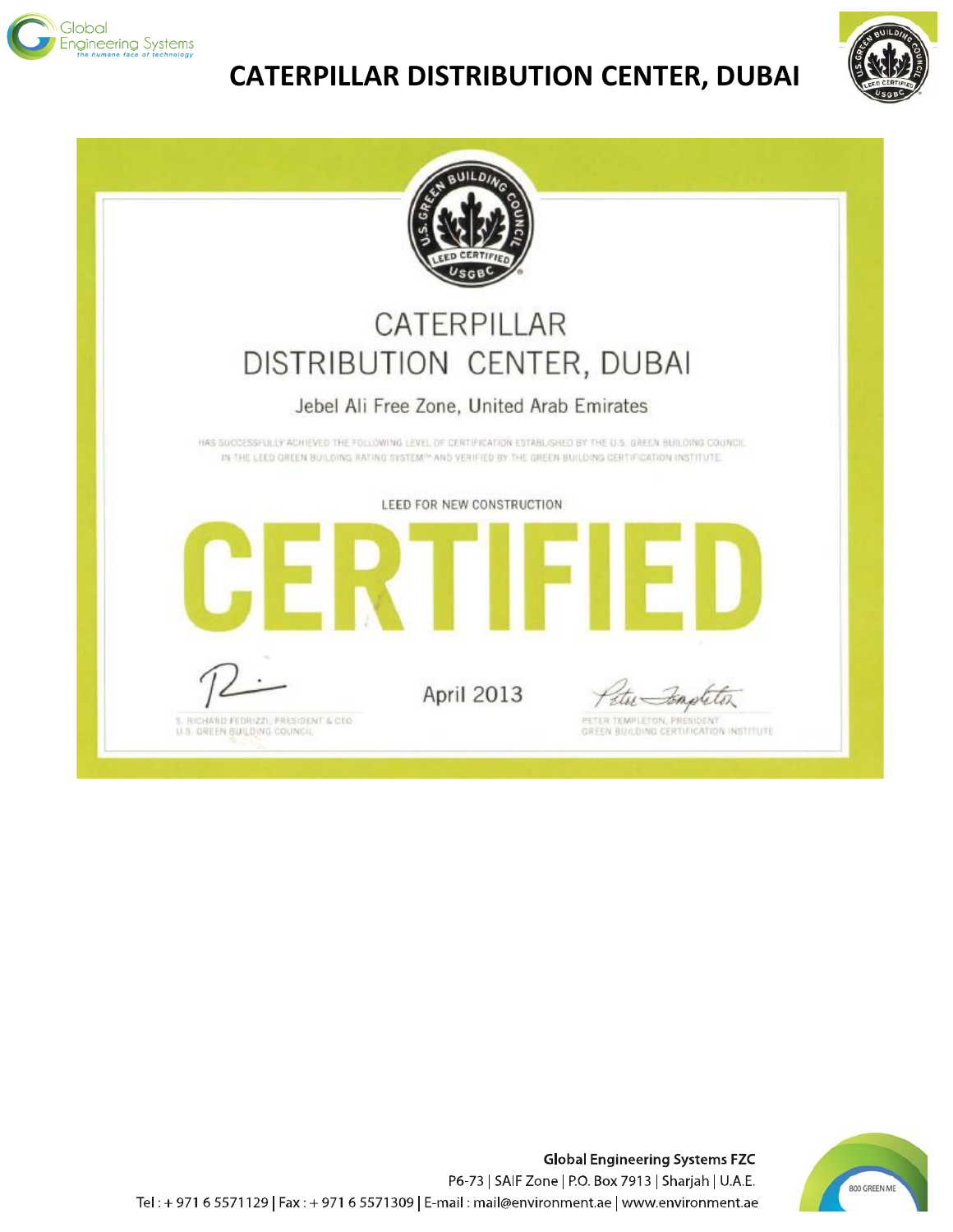# CATERPILLAR DISTRIBUTION CENTER, DUBAI

U.S. GREEN BUILDING COUNCIL
LEED CERTIFIED
USGBC

CATERPILLAR
DISTRIBUTION CENTER, DUBAI

Jebel Ali Free Zone, United Arab Emirates

HAS SUCCESSFULLY ACHIEVED THE FOLLOWING LEVEL OF CERTIFICATION ESTABLISHED BY THE U.S. GREEN BUILDING COUNCIL IN THE LEED GREEN BUILDING RATING SYSTEM™ AND VERIFIED BY THE GREEN BUILDING CERTIFICATION INSTITUTE.

LEED FOR NEW CONSTRUCTION

**CERTIFIED**

April 2013

S. RICHARD FEDRIZZI, PRESIDENT & CEO
U.S. GREEN BUILDING COUNCIL

PETER TEMPLETON, PRESIDENT
GREEN BUILDING CERTIFICATION INSTITUTE